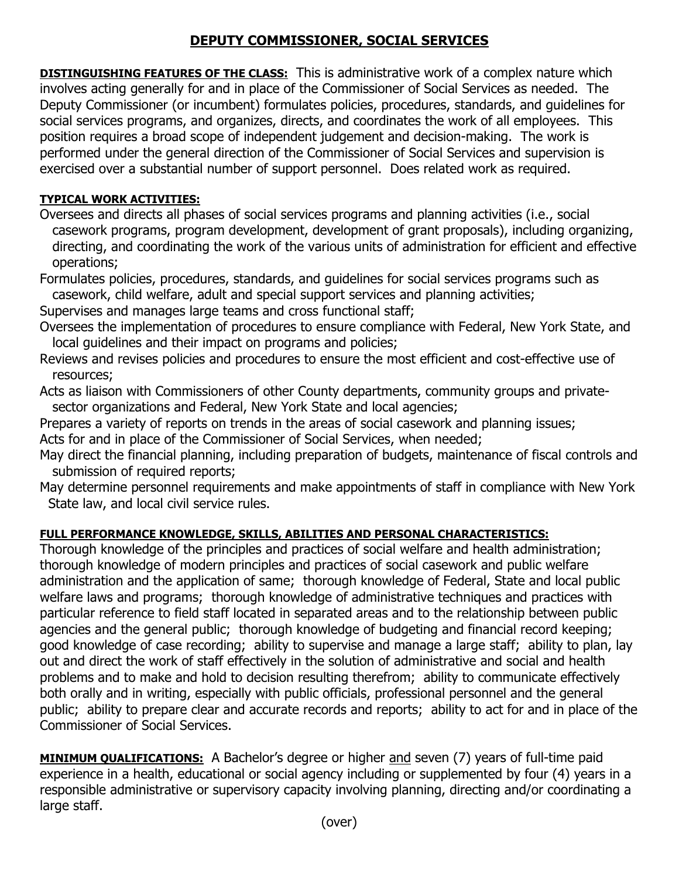# DEPUTY COMMISSIONER, SOCIAL SERVICES

**DISTINGUISHING FEATURES OF THE CLASS:** This is administrative work of a complex nature which involves acting generally for and in place of the Commissioner of Social Services as needed. The Deputy Commissioner (or incumbent) formulates policies, procedures, standards, and guidelines for social services programs, and organizes, directs, and coordinates the work of all employees. This position requires a broad scope of independent judgement and decision-making. The work is performed under the general direction of the Commissioner of Social Services and supervision is exercised over a substantial number of support personnel. Does related work as required.

**TYPICAL WORK ACTIVITIES:**

Oversees and directs all phases of social services programs and planning activities (i.e., social casework programs, program development, development of grant proposals), including organizing, directing, and coordinating the work of the various units of administration for efficient and effective operations;

Formulates policies, procedures, standards, and guidelines for social services programs such as casework, child welfare, adult and special support services and planning activities;

Supervises and manages large teams and cross functional staff;

Oversees the implementation of procedures to ensure compliance with Federal, New York State, and local guidelines and their impact on programs and policies;

Reviews and revises policies and procedures to ensure the most efficient and cost-effective use of resources;

Acts as liaison with Commissioners of other County departments, community groups and private-sector organizations and Federal, New York State and local agencies;

Prepares a variety of reports on trends in the areas of social casework and planning issues;

Acts for and in place of the Commissioner of Social Services, when needed;

May direct the financial planning, including preparation of budgets, maintenance of fiscal controls and submission of required reports;

May determine personnel requirements and make appointments of staff in compliance with New York State law, and local civil service rules.

**FULL PERFORMANCE KNOWLEDGE, SKILLS, ABILITIES AND PERSONAL CHARACTERISTICS:**

Thorough knowledge of the principles and practices of social welfare and health administration; thorough knowledge of modern principles and practices of social casework and public welfare administration and the application of same; thorough knowledge of Federal, State and local public welfare laws and programs; thorough knowledge of administrative techniques and practices with particular reference to field staff located in separated areas and to the relationship between public agencies and the general public; thorough knowledge of budgeting and financial record keeping; good knowledge of case recording; ability to supervise and manage a large staff; ability to plan, lay out and direct the work of staff effectively in the solution of administrative and social and health problems and to make and hold to decision resulting therefrom; ability to communicate effectively both orally and in writing, especially with public officials, professional personnel and the general public; ability to prepare clear and accurate records and reports; ability to act for and in place of the Commissioner of Social Services.

**MINIMUM QUALIFICATIONS:** A Bachelor's degree or higher and seven (7) years of full-time paid experience in a health, educational or social agency including or supplemented by four (4) years in a responsible administrative or supervisory capacity involving planning, directing and/or coordinating a large staff.

(over)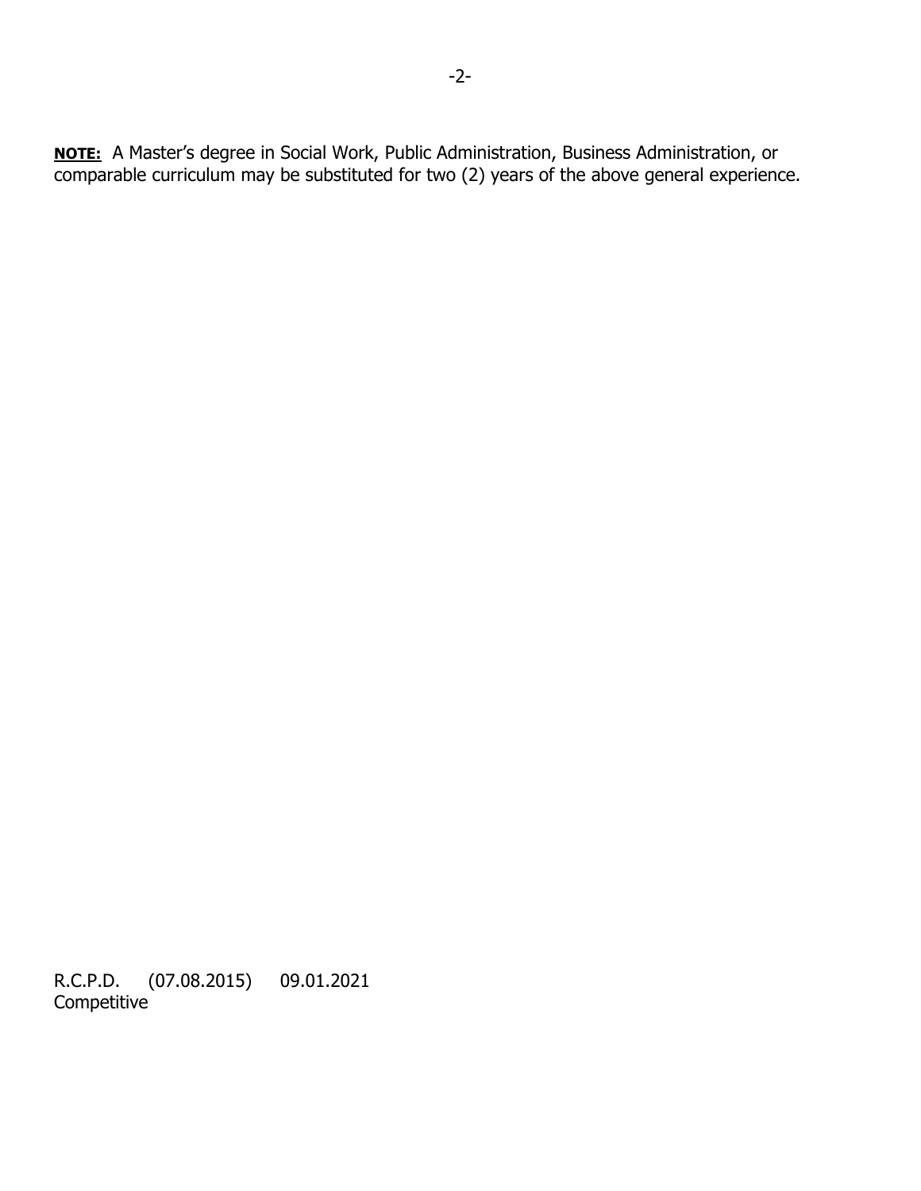**NOTE:** A Master's degree in Social Work, Public Administration, Business Administration, or comparable curriculum may be substituted for two (2) years of the above general experience.

R.C.P.D. (07.08.2015) 09.01.2021
Competitive